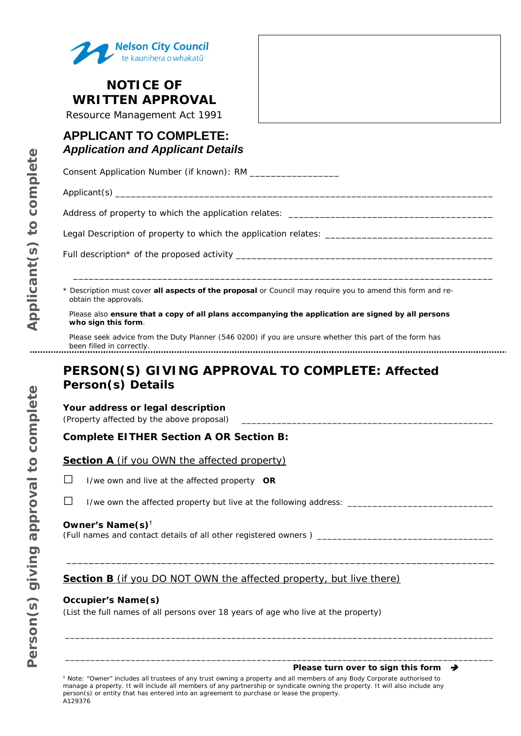Nelson City Council
te kaunihera o whakatū

# NOTICE OF WRITTEN APPROVAL

Resource Management Act 1991

*Applicant(s) to complete*

## APPLICANT TO COMPLETE:
### *Application and Applicant Details*

Consent Application Number (if known): RM ________________

Applicant(s) ______________________________________________________________________

Address of property to which the application relates: ______________________________________

Legal Description of property to which the application relates: ______________________________

Full description* of the proposed activity ______________________________________________

______________________________________________________________________________

\* Description must cover **all aspects of the proposal** or Council may require you to amend this form and re-obtain the approvals.

Please also **ensure that a copy of all plans accompanying the application are signed by all persons who sign this form**.

Please seek advice from the Duty Planner (546 0200) if you are unsure whether this part of the form has been filled in correctly.

---

*Person(s) giving approval to complete*

## PERSON(S) GIVING APPROVAL TO COMPLETE: Affected Person(s) Details

**Your address or legal description**
(Property affected by the above proposal) ________________________________________________

**Complete EITHER Section A OR Section B:**

**Section A** (if you OWN the affected property)

☐ I/we own and live at the affected property **OR**

☐ I/we own the affected property but live at the following address: ___________________________

**Owner's Name(s)**[†]
(Full names and contact details of all other registered owners ) __________________________________

______________________________________________________________________________

**Section B** (if you DO NOT OWN the affected property, but live there)

**Occupier's Name(s)**
(List the full names of all persons over 18 years of age who live at the property)

______________________________________________________________________________

______________________________________________________________________________

**Please turn over to sign this form** ➔

[†] Note: "Owner" includes all trustees of any trust owning a property and all members of any Body Corporate authorised to manage a property. It will include all members of any partnership or syndicate owning the property. It will also include any person(s) or entity that has entered into an agreement to purchase or lease the property.

A129376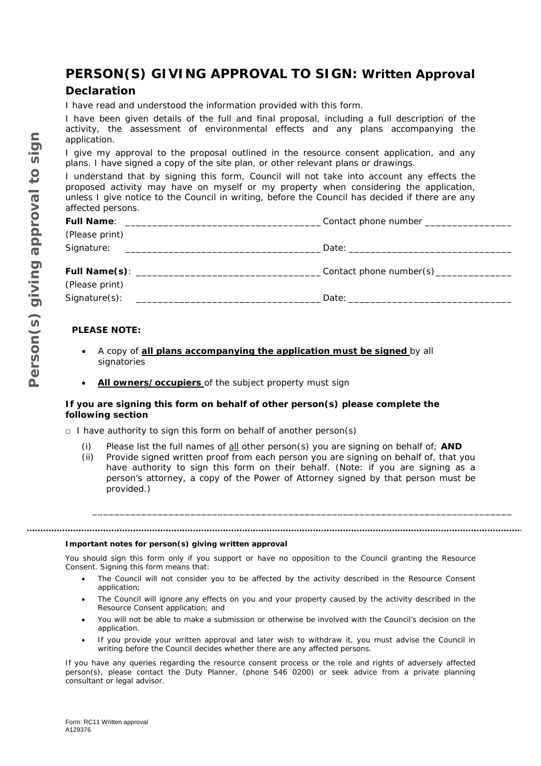Person(s) giving approval to sign

# PERSON(S) GIVING APPROVAL TO SIGN: Written Approval

## Declaration

I have read and understood the information provided with this form.

I have been given details of the full and final proposal, including a full description of the activity, the assessment of environmental effects and any plans accompanying the application.

I give my approval to the proposal outlined in the resource consent application, and any plans. I have signed a copy of the site plan, or other relevant plans or drawings.

I understand that by signing this form, Council will not take into account any effects the proposed activity may have on myself or my property when considering the application, unless I give notice to the Council in writing, before the Council has decided if there are any affected persons.

**Full Name**: ____________________________________ Contact phone number ________________
(Please print)
Signature: ____________________________________ Date: ______________________________

**Full Name(s)**: __________________________________ Contact phone number(s) ______________
(Please print)
Signature(s): __________________________________ Date: ______________________________

**PLEASE NOTE:**

- A copy of **all plans accompanying the application must be signed** by all signatories
- **All owners/occupiers** of the subject property must sign

**If you are signing this form on behalf of other person(s) please complete the following section**

□ I have authority to sign this form on behalf of another person(s)

(i) Please list the full names of all other person(s) you are signing on behalf of; **AND**
(ii) Provide signed written proof from each person you are signing on behalf of, that you have authority to sign this form on their behalf. (Note: if you are signing as a person's attorney, a copy of the Power of Attorney signed by that person must be provided.)

______________________________________________________________________________

**Important notes for person(s) giving written approval**

You should sign this form only if you support or have no opposition to the Council granting the Resource Consent. Signing this form means that:

- The Council will not consider you to be affected by the activity described in the Resource Consent application;
- The Council will ignore any effects on you and your property caused by the activity described in the Resource Consent application; and
- You will not be able to make a submission or otherwise be involved with the Council's decision on the application.
- If you provide your written approval and later wish to withdraw it, you must advise the Council in writing before the Council decides whether there are any affected persons.

If you have any queries regarding the resource consent process or the role and rights of adversely affected person(s), please contact the Duty Planner, (phone 546 0200) or seek advice from a private planning consultant or legal advisor.

Form: RC11 Written approval
A129376